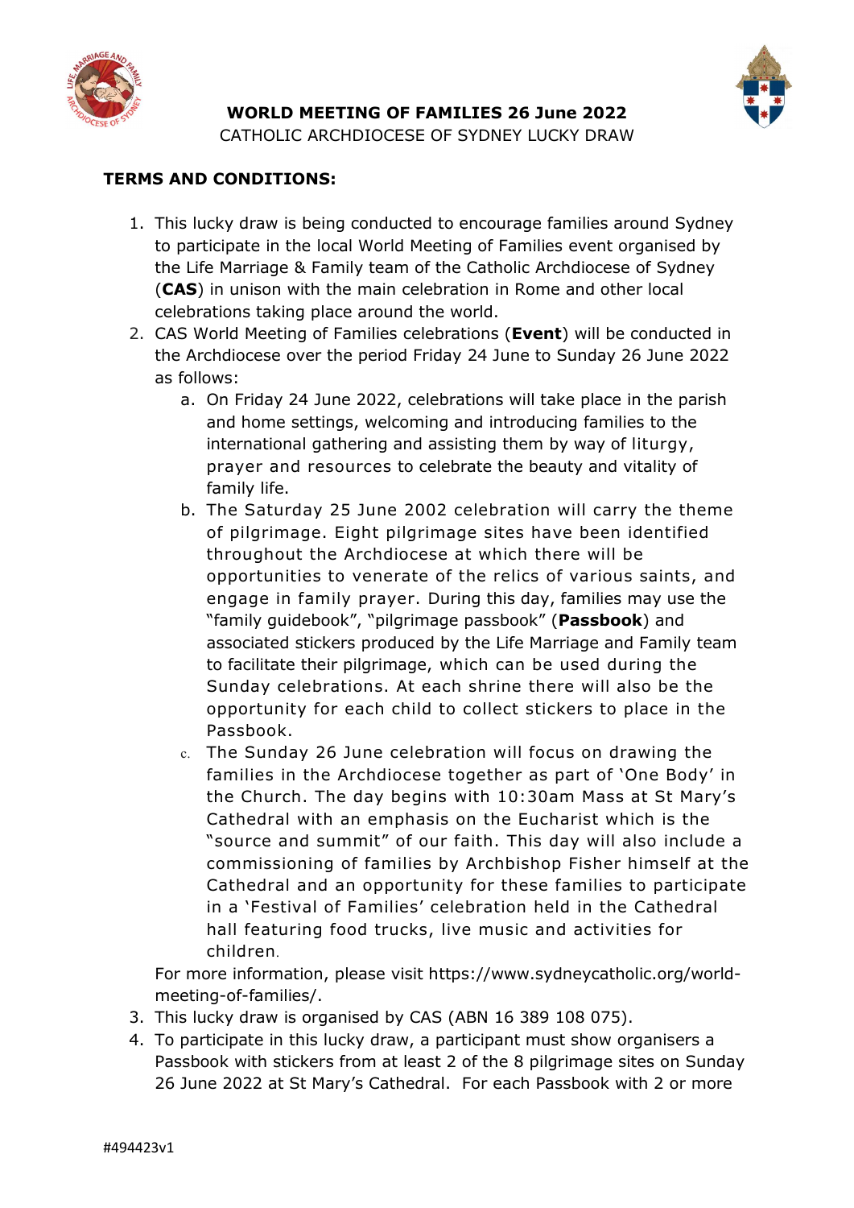**WORLD MEETING OF FAMILIES 26 June 2022**

CATHOLIC ARCHDIOCESE OF SYDNEY LUCKY DRAW

**TERMS AND CONDITIONS:**

1. This lucky draw is being conducted to encourage families around Sydney to participate in the local World Meeting of Families event organised by the Life Marriage & Family team of the Catholic Archdiocese of Sydney (**CAS**) in unison with the main celebration in Rome and other local celebrations taking place around the world.
2. CAS World Meeting of Families celebrations (**Event**) will be conducted in the Archdiocese over the period Friday 24 June to Sunday 26 June 2022 as follows:
   a. On Friday 24 June 2022, celebrations will take place in the parish and home settings, welcoming and introducing families to the international gathering and assisting them by way of liturgy, prayer and resources to celebrate the beauty and vitality of family life.
   b. The Saturday 25 June 2002 celebration will carry the theme of pilgrimage. Eight pilgrimage sites have been identified throughout the Archdiocese at which there will be opportunities to venerate of the relics of various saints, and engage in family prayer. During this day, families may use the "family guidebook", "pilgrimage passbook" (**Passbook**) and associated stickers produced by the Life Marriage and Family team to facilitate their pilgrimage, which can be used during the Sunday celebrations. At each shrine there will also be the opportunity for each child to collect stickers to place in the Passbook.
   c. The Sunday 26 June celebration will focus on drawing the families in the Archdiocese together as part of 'One Body' in the Church. The day begins with 10:30am Mass at St Mary's Cathedral with an emphasis on the Eucharist which is the "source and summit" of our faith. This day will also include a commissioning of families by Archbishop Fisher himself at the Cathedral and an opportunity for these families to participate in a 'Festival of Families' celebration held in the Cathedral hall featuring food trucks, live music and activities for children.

   For more information, please visit https://www.sydneycatholic.org/world-meeting-of-families/.
3. This lucky draw is organised by CAS (ABN 16 389 108 075).
4. To participate in this lucky draw, a participant must show organisers a Passbook with stickers from at least 2 of the 8 pilgrimage sites on Sunday 26 June 2022 at St Mary's Cathedral. For each Passbook with 2 or more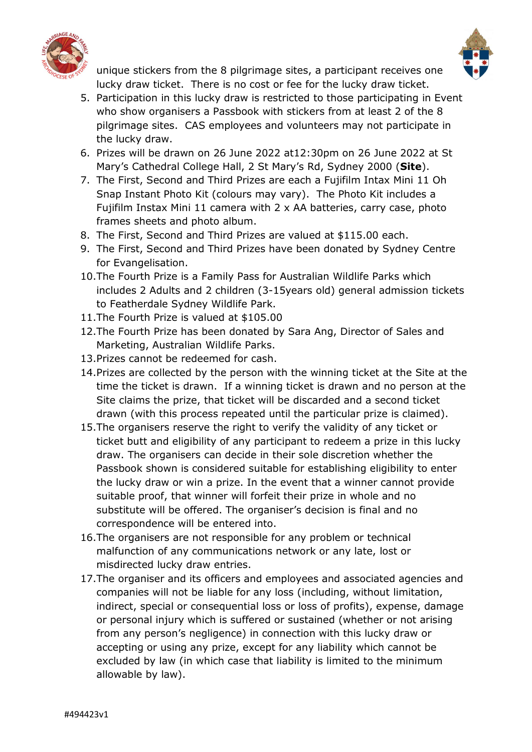unique stickers from the 8 pilgrimage sites, a participant receives one lucky draw ticket. There is no cost or fee for the lucky draw ticket.

5. Participation in this lucky draw is restricted to those participating in Event who show organisers a Passbook with stickers from at least 2 of the 8 pilgrimage sites. CAS employees and volunteers may not participate in the lucky draw.
6. Prizes will be drawn on 26 June 2022 at12:30pm on 26 June 2022 at St Mary's Cathedral College Hall, 2 St Mary's Rd, Sydney 2000 (**Site**).
7. The First, Second and Third Prizes are each a Fujifilm Intax Mini 11 Oh Snap Instant Photo Kit (colours may vary). The Photo Kit includes a Fujifilm Instax Mini 11 camera with 2 x AA batteries, carry case, photo frames sheets and photo album.
8. The First, Second and Third Prizes are valued at $115.00 each.
9. The First, Second and Third Prizes have been donated by Sydney Centre for Evangelisation.
10. The Fourth Prize is a Family Pass for Australian Wildlife Parks which includes 2 Adults and 2 children (3-15years old) general admission tickets to Featherdale Sydney Wildlife Park.
11. The Fourth Prize is valued at $105.00
12. The Fourth Prize has been donated by Sara Ang, Director of Sales and Marketing, Australian Wildlife Parks.
13. Prizes cannot be redeemed for cash.
14. Prizes are collected by the person with the winning ticket at the Site at the time the ticket is drawn. If a winning ticket is drawn and no person at the Site claims the prize, that ticket will be discarded and a second ticket drawn (with this process repeated until the particular prize is claimed).
15. The organisers reserve the right to verify the validity of any ticket or ticket butt and eligibility of any participant to redeem a prize in this lucky draw. The organisers can decide in their sole discretion whether the Passbook shown is considered suitable for establishing eligibility to enter the lucky draw or win a prize. In the event that a winner cannot provide suitable proof, that winner will forfeit their prize in whole and no substitute will be offered. The organiser's decision is final and no correspondence will be entered into.
16. The organisers are not responsible for any problem or technical malfunction of any communications network or any late, lost or misdirected lucky draw entries.
17. The organiser and its officers and employees and associated agencies and companies will not be liable for any loss (including, without limitation, indirect, special or consequential loss or loss of profits), expense, damage or personal injury which is suffered or sustained (whether or not arising from any person's negligence) in connection with this lucky draw or accepting or using any prize, except for any liability which cannot be excluded by law (in which case that liability is limited to the minimum allowable by law).

#494423v1